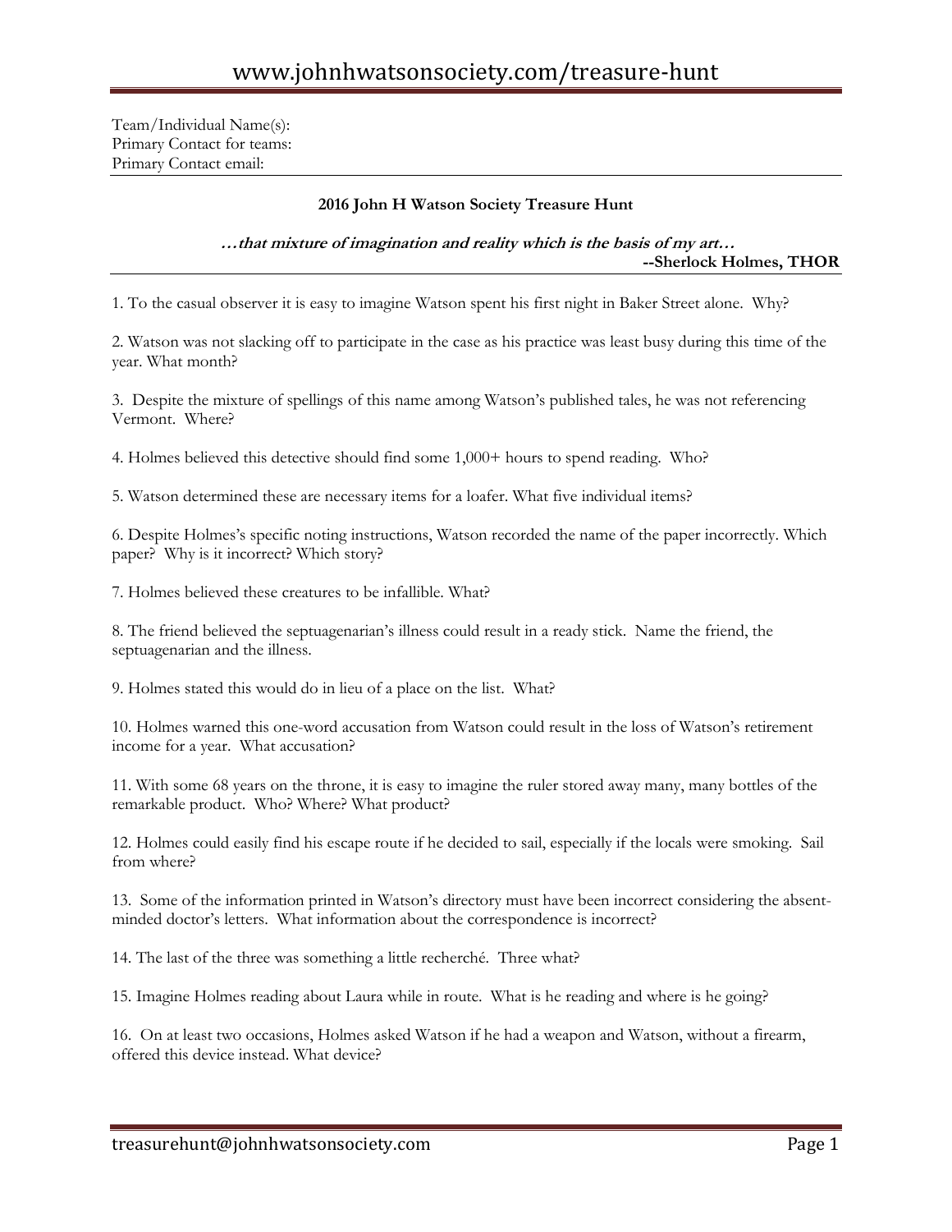Team/Individual Name(s):
Primary Contact for teams:
Primary Contact email:

## 2016 John H Watson Society Treasure Hunt

***…that mixture of imagination and reality which is the basis of my art…***
**--Sherlock Holmes, THOR**

1. To the casual observer it is easy to imagine Watson spent his first night in Baker Street alone. Why?

2. Watson was not slacking off to participate in the case as his practice was least busy during this time of the year. What month?

3. Despite the mixture of spellings of this name among Watson's published tales, he was not referencing Vermont. Where?

4. Holmes believed this detective should find some 1,000+ hours to spend reading. Who?

5. Watson determined these are necessary items for a loafer. What five individual items?

6. Despite Holmes's specific noting instructions, Watson recorded the name of the paper incorrectly. Which paper? Why is it incorrect? Which story?

7. Holmes believed these creatures to be infallible. What?

8. The friend believed the septuagenarian's illness could result in a ready stick. Name the friend, the septuagenarian and the illness.

9. Holmes stated this would do in lieu of a place on the list. What?

10. Holmes warned this one-word accusation from Watson could result in the loss of Watson's retirement income for a year. What accusation?

11. With some 68 years on the throne, it is easy to imagine the ruler stored away many, many bottles of the remarkable product. Who? Where? What product?

12. Holmes could easily find his escape route if he decided to sail, especially if the locals were smoking. Sail from where?

13. Some of the information printed in Watson's directory must have been incorrect considering the absent-minded doctor's letters. What information about the correspondence is incorrect?

14. The last of the three was something a little recherché. Three what?

15. Imagine Holmes reading about Laura while in route. What is he reading and where is he going?

16. On at least two occasions, Holmes asked Watson if he had a weapon and Watson, without a firearm, offered this device instead. What device?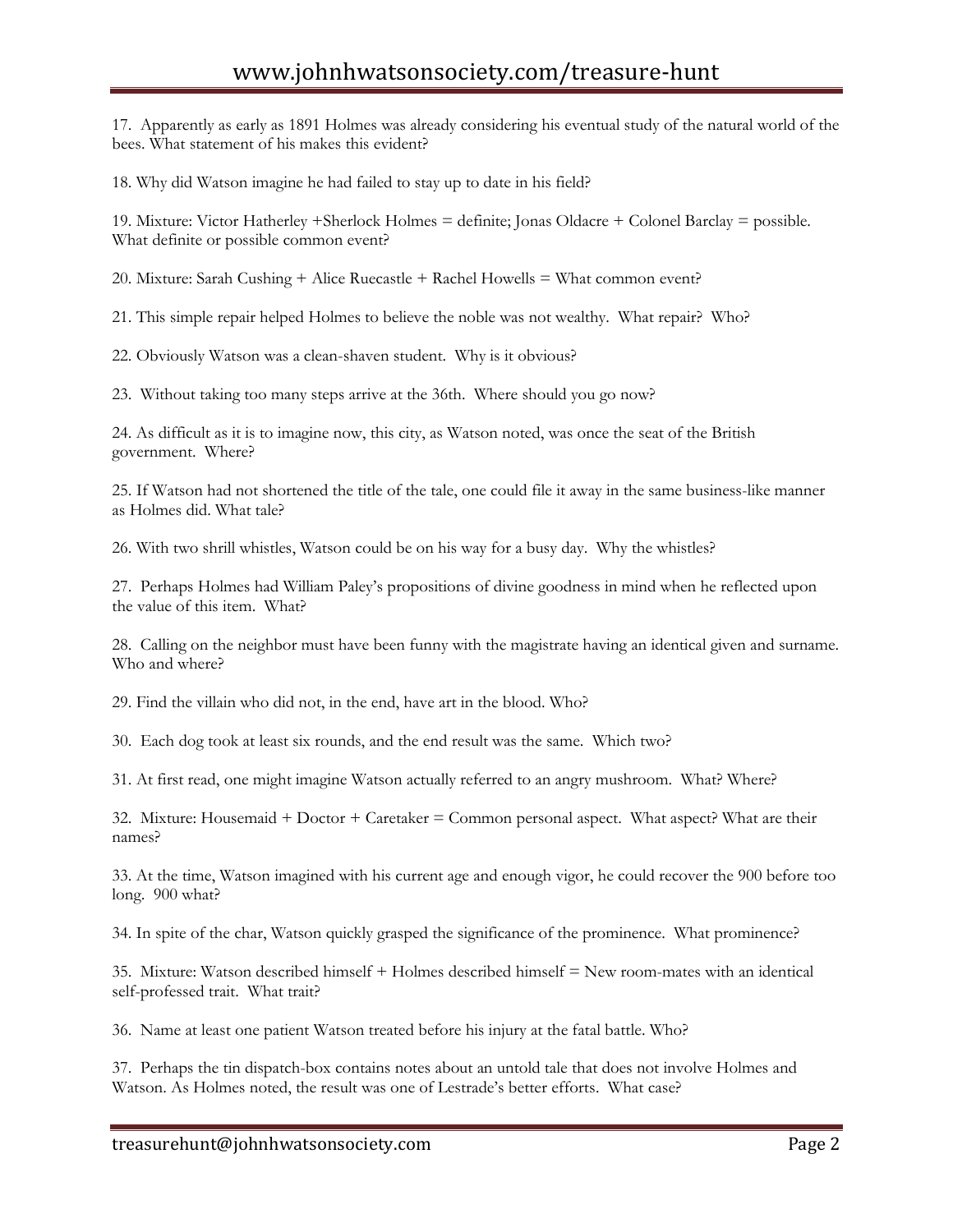17. Apparently as early as 1891 Holmes was already considering his eventual study of the natural world of the bees. What statement of his makes this evident?

18. Why did Watson imagine he had failed to stay up to date in his field?

19. Mixture: Victor Hatherley +Sherlock Holmes = definite; Jonas Oldacre + Colonel Barclay = possible. What definite or possible common event?

20. Mixture: Sarah Cushing + Alice Ruecastle + Rachel Howells = What common event?

21. This simple repair helped Holmes to believe the noble was not wealthy. What repair? Who?

22. Obviously Watson was a clean-shaven student. Why is it obvious?

23. Without taking too many steps arrive at the 36th. Where should you go now?

24. As difficult as it is to imagine now, this city, as Watson noted, was once the seat of the British government. Where?

25. If Watson had not shortened the title of the tale, one could file it away in the same business-like manner as Holmes did. What tale?

26. With two shrill whistles, Watson could be on his way for a busy day. Why the whistles?

27. Perhaps Holmes had William Paley's propositions of divine goodness in mind when he reflected upon the value of this item. What?

28. Calling on the neighbor must have been funny with the magistrate having an identical given and surname. Who and where?

29. Find the villain who did not, in the end, have art in the blood. Who?

30. Each dog took at least six rounds, and the end result was the same. Which two?

31. At first read, one might imagine Watson actually referred to an angry mushroom. What? Where?

32. Mixture: Housemaid + Doctor + Caretaker = Common personal aspect. What aspect? What are their names?

33. At the time, Watson imagined with his current age and enough vigor, he could recover the 900 before too long. 900 what?

34. In spite of the char, Watson quickly grasped the significance of the prominence. What prominence?

35. Mixture: Watson described himself + Holmes described himself = New room-mates with an identical self-professed trait. What trait?

36. Name at least one patient Watson treated before his injury at the fatal battle. Who?

37. Perhaps the tin dispatch-box contains notes about an untold tale that does not involve Holmes and Watson. As Holmes noted, the result was one of Lestrade's better efforts. What case?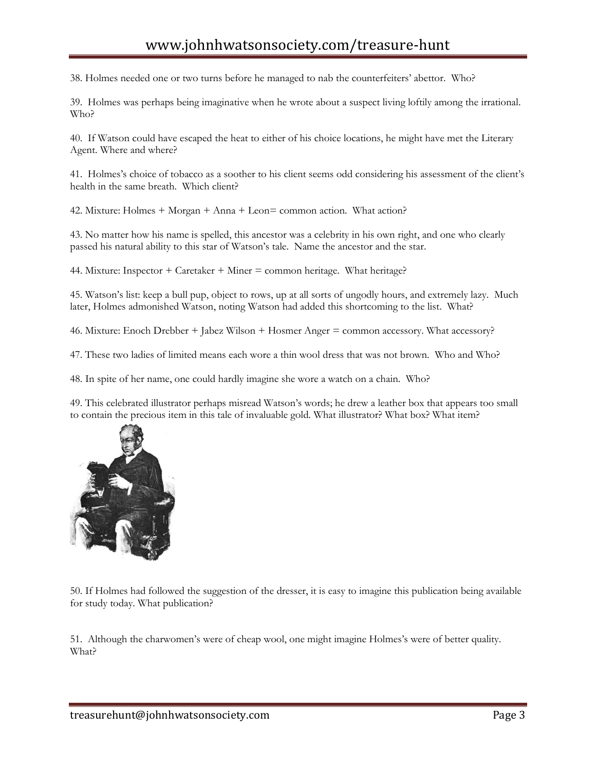38. Holmes needed one or two turns before he managed to nab the counterfeiters' abettor. Who?

39. Holmes was perhaps being imaginative when he wrote about a suspect living loftily among the irrational. Who?

40. If Watson could have escaped the heat to either of his choice locations, he might have met the Literary Agent. Where and where?

41. Holmes's choice of tobacco as a soother to his client seems odd considering his assessment of the client's health in the same breath. Which client?

42. Mixture: Holmes + Morgan + Anna + Leon= common action. What action?

43. No matter how his name is spelled, this ancestor was a celebrity in his own right, and one who clearly passed his natural ability to this star of Watson's tale. Name the ancestor and the star.

44. Mixture: Inspector + Caretaker + Miner = common heritage. What heritage?

45. Watson's list: keep a bull pup, object to rows, up at all sorts of ungodly hours, and extremely lazy. Much later, Holmes admonished Watson, noting Watson had added this shortcoming to the list. What?

46. Mixture: Enoch Drebber + Jabez Wilson + Hosmer Anger = common accessory. What accessory?

47. These two ladies of limited means each wore a thin wool dress that was not brown. Who and Who?

48. In spite of her name, one could hardly imagine she wore a watch on a chain. Who?

49. This celebrated illustrator perhaps misread Watson's words; he drew a leather box that appears too small to contain the precious item in this tale of invaluable gold. What illustrator? What box? What item?

50. If Holmes had followed the suggestion of the dresser, it is easy to imagine this publication being available for study today. What publication?

51. Although the charwomen's were of cheap wool, one might imagine Holmes's were of better quality. What?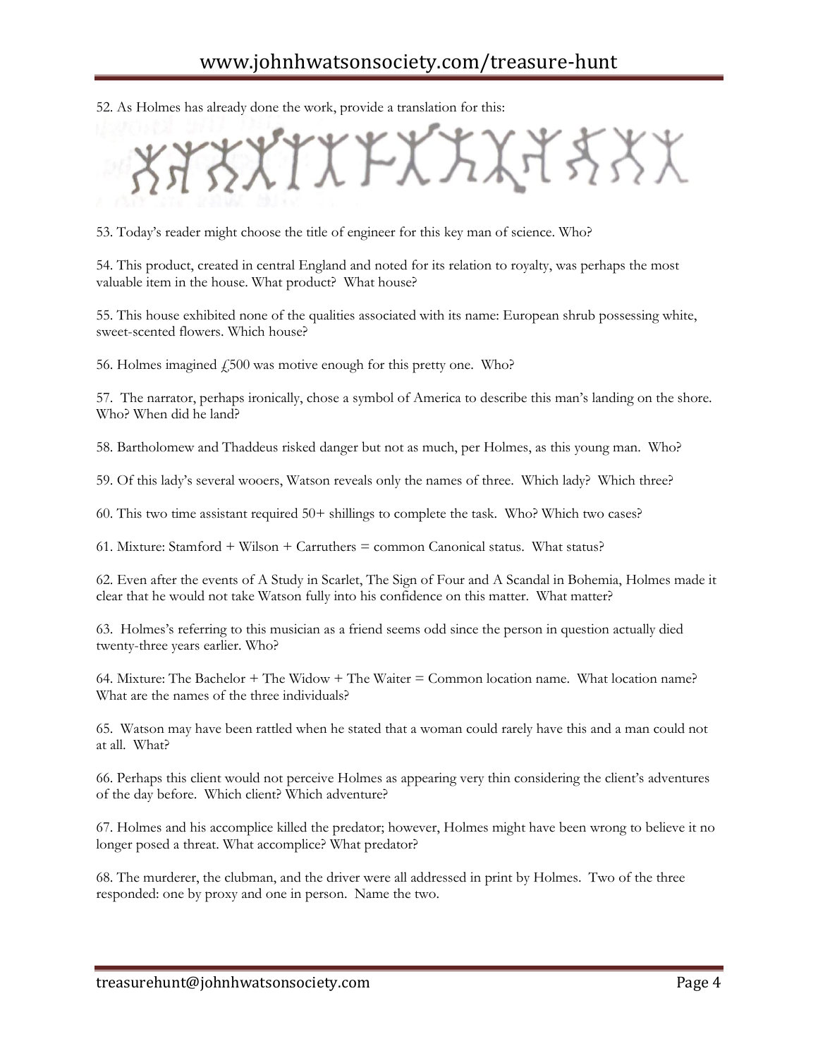52. As Holmes has already done the work, provide a translation for this:

53. Today's reader might choose the title of engineer for this key man of science. Who?

54. This product, created in central England and noted for its relation to royalty, was perhaps the most valuable item in the house. What product? What house?

55. This house exhibited none of the qualities associated with its name: European shrub possessing white, sweet-scented flowers. Which house?

56. Holmes imagined £500 was motive enough for this pretty one. Who?

57. The narrator, perhaps ironically, chose a symbol of America to describe this man's landing on the shore. Who? When did he land?

58. Bartholomew and Thaddeus risked danger but not as much, per Holmes, as this young man. Who?

59. Of this lady's several wooers, Watson reveals only the names of three. Which lady? Which three?

60. This two time assistant required 50+ shillings to complete the task. Who? Which two cases?

61. Mixture: Stamford + Wilson + Carruthers = common Canonical status. What status?

62. Even after the events of A Study in Scarlet, The Sign of Four and A Scandal in Bohemia, Holmes made it clear that he would not take Watson fully into his confidence on this matter. What matter?

63. Holmes's referring to this musician as a friend seems odd since the person in question actually died twenty-three years earlier. Who?

64. Mixture: The Bachelor + The Widow + The Waiter = Common location name. What location name? What are the names of the three individuals?

65. Watson may have been rattled when he stated that a woman could rarely have this and a man could not at all. What?

66. Perhaps this client would not perceive Holmes as appearing very thin considering the client's adventures of the day before. Which client? Which adventure?

67. Holmes and his accomplice killed the predator; however, Holmes might have been wrong to believe it no longer posed a threat. What accomplice? What predator?

68. The murderer, the clubman, and the driver were all addressed in print by Holmes. Two of the three responded: one by proxy and one in person. Name the two.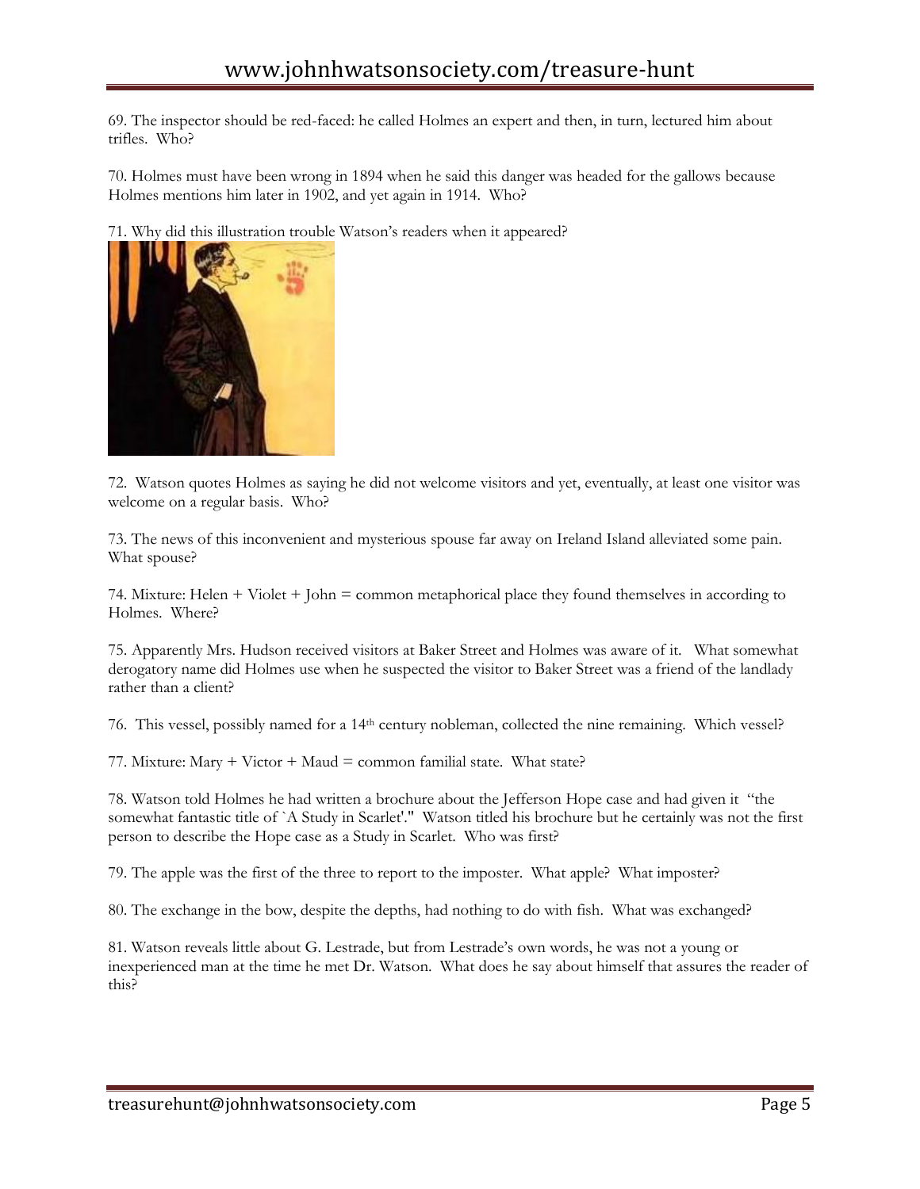69. The inspector should be red-faced: he called Holmes an expert and then, in turn, lectured him about trifles. Who?

70. Holmes must have been wrong in 1894 when he said this danger was headed for the gallows because Holmes mentions him later in 1902, and yet again in 1914. Who?

71. Why did this illustration trouble Watson's readers when it appeared?

72. Watson quotes Holmes as saying he did not welcome visitors and yet, eventually, at least one visitor was welcome on a regular basis. Who?

73. The news of this inconvenient and mysterious spouse far away on Ireland Island alleviated some pain. What spouse?

74. Mixture: Helen + Violet + John = common metaphorical place they found themselves in according to Holmes. Where?

75. Apparently Mrs. Hudson received visitors at Baker Street and Holmes was aware of it. What somewhat derogatory name did Holmes use when he suspected the visitor to Baker Street was a friend of the landlady rather than a client?

76. This vessel, possibly named for a 14th century nobleman, collected the nine remaining. Which vessel?

77. Mixture: Mary + Victor + Maud = common familial state. What state?

78. Watson told Holmes he had written a brochure about the Jefferson Hope case and had given it "the somewhat fantastic title of `A Study in Scarlet'." Watson titled his brochure but he certainly was not the first person to describe the Hope case as a Study in Scarlet. Who was first?

79. The apple was the first of the three to report to the imposter. What apple? What imposter?

80. The exchange in the bow, despite the depths, had nothing to do with fish. What was exchanged?

81. Watson reveals little about G. Lestrade, but from Lestrade's own words, he was not a young or inexperienced man at the time he met Dr. Watson. What does he say about himself that assures the reader of this?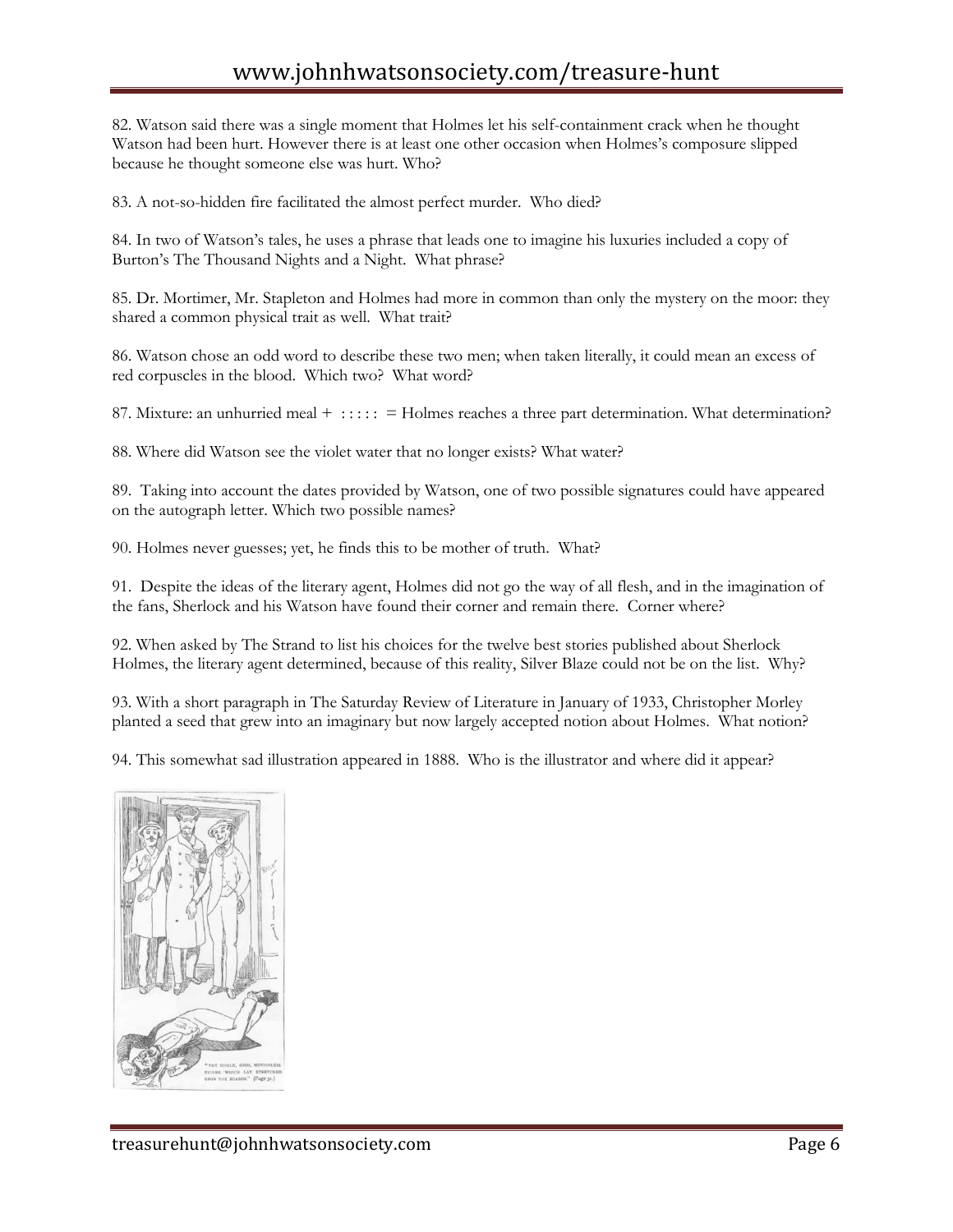82. Watson said there was a single moment that Holmes let his self-containment crack when he thought Watson had been hurt. However there is at least one other occasion when Holmes's composure slipped because he thought someone else was hurt. Who?

83. A not-so-hidden fire facilitated the almost perfect murder. Who died?

84. In two of Watson's tales, he uses a phrase that leads one to imagine his luxuries included a copy of Burton's The Thousand Nights and a Night. What phrase?

85. Dr. Mortimer, Mr. Stapleton and Holmes had more in common than only the mystery on the moor: they shared a common physical trait as well. What trait?

86. Watson chose an odd word to describe these two men; when taken literally, it could mean an excess of red corpuscles in the blood. Which two? What word?

87. Mixture: an unhurried meal + : : : : : = Holmes reaches a three part determination. What determination?

88. Where did Watson see the violet water that no longer exists? What water?

89. Taking into account the dates provided by Watson, one of two possible signatures could have appeared on the autograph letter. Which two possible names?

90. Holmes never guesses; yet, he finds this to be mother of truth. What?

91. Despite the ideas of the literary agent, Holmes did not go the way of all flesh, and in the imagination of the fans, Sherlock and his Watson have found their corner and remain there. Corner where?

92. When asked by The Strand to list his choices for the twelve best stories published about Sherlock Holmes, the literary agent determined, because of this reality, Silver Blaze could not be on the list. Why?

93. With a short paragraph in The Saturday Review of Literature in January of 1933, Christopher Morley planted a seed that grew into an imaginary but now largely accepted notion about Holmes. What notion?

94. This somewhat sad illustration appeared in 1888. Who is the illustrator and where did it appear?

"THE SINGLE, GRIM, MOTIONLESS FIGURE WHICH LAY STRETCHED UPON THE BOARDS." (Page 31.)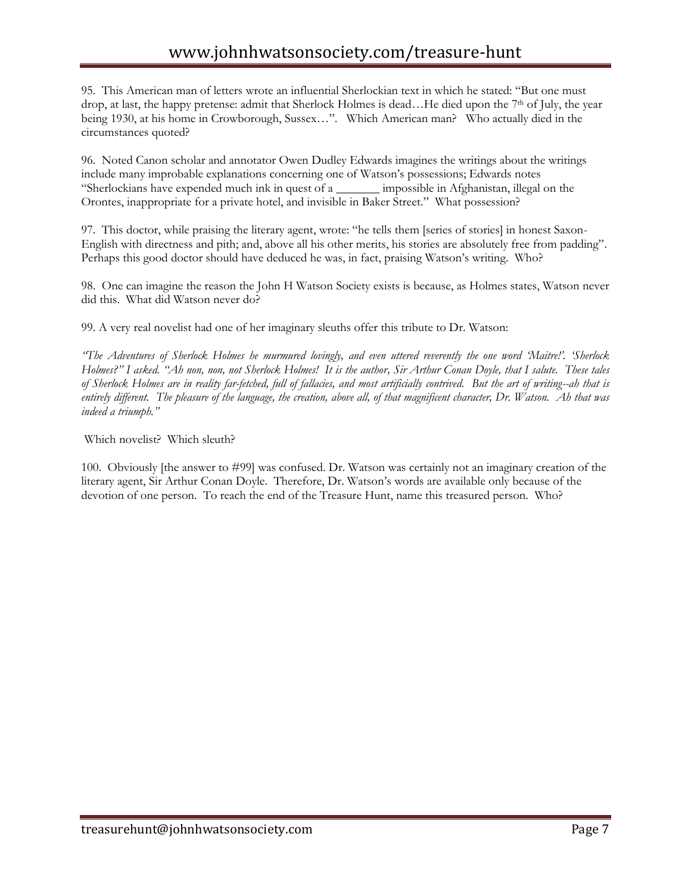95. This American man of letters wrote an influential Sherlockian text in which he stated: "But one must drop, at last, the happy pretense: admit that Sherlock Holmes is dead…He died upon the 7th of July, the year being 1930, at his home in Crowborough, Sussex…". Which American man? Who actually died in the circumstances quoted?

96. Noted Canon scholar and annotator Owen Dudley Edwards imagines the writings about the writings include many improbable explanations concerning one of Watson's possessions; Edwards notes "Sherlockians have expended much ink in quest of a _______ impossible in Afghanistan, illegal on the Orontes, inappropriate for a private hotel, and invisible in Baker Street." What possession?

97. This doctor, while praising the literary agent, wrote: "he tells them [series of stories] in honest Saxon-English with directness and pith; and, above all his other merits, his stories are absolutely free from padding". Perhaps this good doctor should have deduced he was, in fact, praising Watson's writing. Who?

98. One can imagine the reason the John H Watson Society exists is because, as Holmes states, Watson never did this. What did Watson never do?

99. A very real novelist had one of her imaginary sleuths offer this tribute to Dr. Watson:

*"The Adventures of Sherlock Holmes he murmured lovingly, and even uttered reverently the one word 'Maitre!'. 'Sherlock Holmes?" I asked. "Ah non, non, not Sherlock Holmes! It is the author, Sir Arthur Conan Doyle, that I salute. These tales of Sherlock Holmes are in reality far-fetched, full of fallacies, and most artificially contrived. But the art of writing--ah that is entirely different. The pleasure of the language, the creation, above all, of that magnificent character, Dr. Watson. Ah that was indeed a triumph."*

Which novelist? Which sleuth?

100. Obviously [the answer to #99] was confused. Dr. Watson was certainly not an imaginary creation of the literary agent, Sir Arthur Conan Doyle. Therefore, Dr. Watson's words are available only because of the devotion of one person. To reach the end of the Treasure Hunt, name this treasured person. Who?